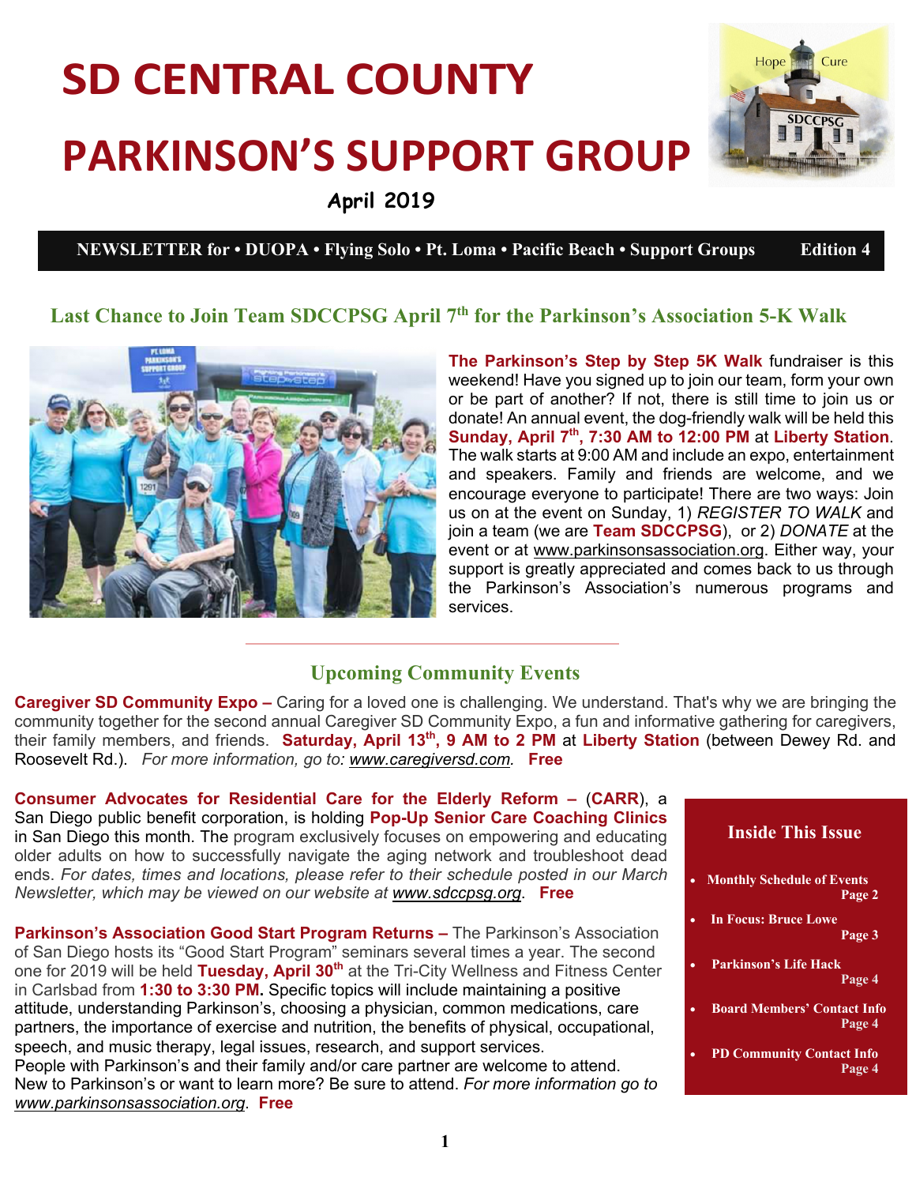# SD CENTRAL COUNTY

# PARKINSON'S SUPPORT GROUP

**April 2019**

**NEWLETTER for • DUOPA • Flying Solo • Pt. Loma • Pacific Beach • Support Groups Edition 4**

## Last Chance to Join Team SDCCPSG April 7th for the Parkinson's Association 5-K Walk

**The Parkinson's Step by Step 5K Walk** fundraiser is this weekend! Have you signed up to join our team, form your own or be part of another? If not, there is still time to join us or donate! An annual event, the dog-friendly walk will be held this **Sunday, April 7th, 7:30 AM to 12:00 PM** at **Liberty Station**. The walk starts at 9:00 AM and include an expo, entertainment and speakers. Family and friends are welcome, and we encourage everyone to participate! There are two ways: Join us on at the event on Sunday, 1) *REGISTER TO WALK* and join a team (we are **Team SDCCPSG**), or 2) *DONATE* at the event or at www.parkinsonsassociation.org. Either way, your support is greatly appreciated and comes back to us through the Parkinson's Association's numerous programs and services.

## Upcoming Community Events

**Caregiver SD Community Expo –** Caring for a loved one is challenging. We understand. That's why we are bringing the community together for the second annual Caregiver SD Community Expo, a fun and informative gathering for caregivers, their family members, and friends. **Saturday, April 13th, 9 AM to 2 PM** at **Liberty Station** (between Dewey Rd. and Roosevelt Rd.). *For more information, go to: www.caregiversd.com.* **Free**

**Consumer Advocates for Residential Care for the Elderly Reform –** (**CARR**), a San Diego public benefit corporation, is holding **Pop-Up Senior Care Coaching Clinics** in San Diego this month. The program exclusively focuses on empowering and educating older adults on how to successfully navigate the aging network and troubleshoot dead ends. *For dates, times and locations, please refer to their schedule posted in our March Newsletter, which may be viewed on our website at www.sdccpsg.org*. **Free**

**Parkinson's Association Good Start Program Returns –** The Parkinson's Association of San Diego hosts its "Good Start Program" seminars several times a year. The second one for 2019 will be held **Tuesday, April 30th** at the Tri-City Wellness and Fitness Center in Carlsbad from **1:30 to 3:30 PM.** Specific topics will include maintaining a positive attitude, understanding Parkinson's, choosing a physician, common medications, care partners, the importance of exercise and nutrition, the benefits of physical, occupational, speech, and music therapy, legal issues, research, and support services.
People with Parkinson's and their family and/or care partner are welcome to attend.
New to Parkinson's or want to learn more? Be sure to attend. *For more information go to www.parkinsonsassociation.org*. **Free**

### Inside This Issue

- **Monthly Schedule of Events** Page 2
- **In Focus: Bruce Lowe** Page 3
- **Parkinson's Life Hack** Page 4
- **Board Members' Contact Info** Page 4
- **PD Community Contact Info** Page 4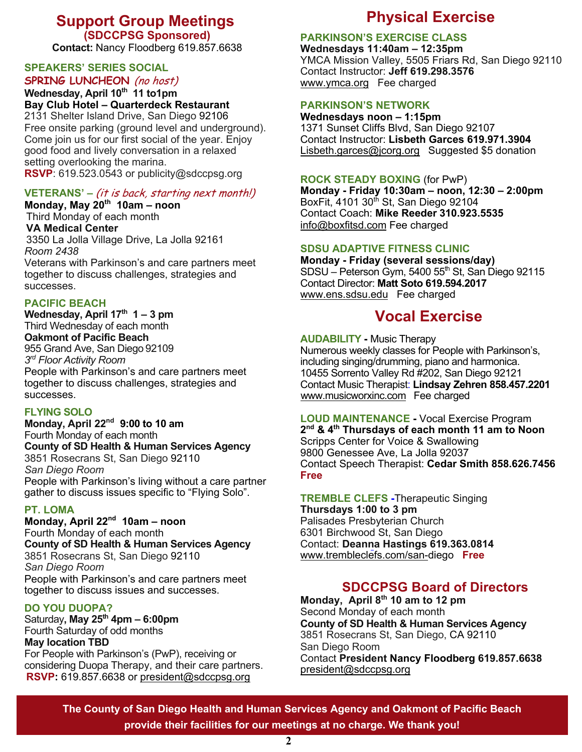## Support Group Meetings

**(SDCCPSG Sponsored)**

**Contact:** Nancy Floodberg 619.857.6638

### SPEAKERS' SERIES SOCIAL

**SPRING LUNCHEON** *(no host)*

**Wednesday, April 10th 11 to1pm**
**Bay Club Hotel – Quarterdeck Restaurant**
2131 Shelter Island Drive, San Diego 92106
Free onsite parking (ground level and underground). Come join us for our first social of the year. Enjoy good food and lively conversation in a relaxed setting overlooking the marina.
**RSVP**: 619.523.0543 or publicity@sdccpsg.org

### VETERANS' – *(it is back, starting next month!)*

**Monday, May 20th 10am – noon**
Third Monday of each month
**VA Medical Center**
3350 La Jolla Village Drive, La Jolla 92161
*Room 2438*
Veterans with Parkinson's and care partners meet together to discuss challenges, strategies and successes.

### PACIFIC BEACH

**Wednesday, April 17th 1 – 3 pm**
Third Wednesday of each month
**Oakmont of Pacific Beach**
955 Grand Ave, San Diego 92109
*3rd Floor Activity Room*
People with Parkinson's and care partners meet together to discuss challenges, strategies and successes.

### FLYING SOLO

**Monday, April 22nd 9:00 to 10 am**
Fourth Monday of each month
**County of SD Health & Human Services Agency**
3851 Rosecrans St, San Diego 92110
*San Diego Room*
People with Parkinson's living without a care partner gather to discuss issues specific to "Flying Solo".

### PT. LOMA

**Monday, April 22nd 10am – noon**
Fourth Monday of each month
**County of SD Health & Human Services Agency**
3851 Rosecrans St, San Diego 92110
*San Diego Room*
People with Parkinson's and care partners meet together to discuss issues and successes.

### DO YOU DUOPA?

Saturday**, May 25th 4pm – 6:00pm**
Fourth Saturday of odd months
**May location TBD**
For People with Parkinson's (PwP), receiving or considering Duopa Therapy, and their care partners.
**RSVP:** 619.857.6638 or president@sdccpsg.org

## Physical Exercise

### PARKINSON'S EXERCISE CLASS

**Wednesdays 11:40am – 12:35pm**
YMCA Mission Valley, 5505 Friars Rd, San Diego 92110
Contact Instructor: **Jeff 619.298.3576**
www.ymca.org Fee charged

### PARKINSON'S NETWORK

**Wednesdays noon – 1:15pm**
1371 Sunset Cliffs Blvd, San Diego 92107
Contact Instructor: **Lisbeth Garces 619.971.3904**
Lisbeth.garces@jcorg.org Suggested $5 donation

### ROCK STEADY BOXING (for PwP)

**Monday - Friday 10:30am – noon, 12:30 – 2:00pm**
BoxFit, 4101 30th St, San Diego 92104
Contact Coach: **Mike Reeder 310.923.5535**
info@boxfitsd.com Fee charged

### SDSU ADAPTIVE FITNESS CLINIC

**Monday - Friday (several sessions/day)**
SDSU – Peterson Gym, 5400 55th St, San Diego 92115
Contact Director: **Matt Soto 619.594.2017**
www.ens.sdsu.edu Fee charged

## Vocal Exercise

### AUDABILITY - Music Therapy

Numerous weekly classes for People with Parkinson's, including singing/drumming, piano and harmonica.
10455 Sorrento Valley Rd #202, San Diego 92121
Contact Music Therapist: **Lindsay Zehren 858.457.2201**
www.musicworxinc.com Fee charged

### LOUD MAINTENANCE - Vocal Exercise Program

**2nd & 4th Thursdays of each month 11 am to Noon**
Scripps Center for Voice & Swallowing
9800 Genessee Ave, La Jolla 92037
Contact Speech Therapist: **Cedar Smith 858.626.7456**
**Free**

### TREMBLE CLEFS -Therapeutic Singing

**Thursdays 1:00 to 3 pm**
Palisades Presbyterian Church
6301 Birchwood St, San Diego
Contact: **Deanna Hastings 619.363.0814**
www.trembleclefs.com/san-diego **Free**

## SDCCPSG Board of Directors

**Monday, April 8th 10 am to 12 pm**
Second Monday of each month
**County of SD Health & Human Services Agency**
3851 Rosecrans St, San Diego, CA 92110
San Diego Room
Contact **President Nancy Floodberg 619.857.6638**
president@sdccpsg.org

**The County of San Diego Health and Human Services Agency and Oakmont of Pacific Beach provide their facilities for our meetings at no charge. We thank you!**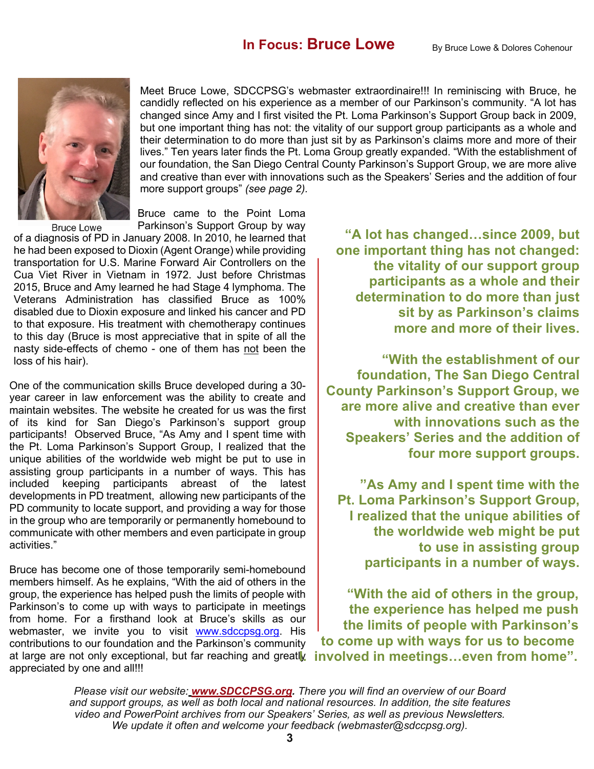# In Focus: Bruce Lowe

By Bruce Lowe & Dolores Cohenour

Meet Bruce Lowe, SDCCPSG's webmaster extraordinaire!!! In reminiscing with Bruce, he candidly reflected on his experience as a member of our Parkinson's community. "A lot has changed since Amy and I first visited the Pt. Loma Parkinson's Support Group back in 2009, but one important thing has not: the vitality of our support group participants as a whole and their determination to do more than just sit by as Parkinson's claims more and more of their lives." Ten years later finds the Pt. Loma Group greatly expanded. "With the establishment of our foundation, the San Diego Central County Parkinson's Support Group, we are more alive and creative than ever with innovations such as the Speakers' Series and the addition of four more support groups" *(see page 2).*

Bruce Lowe

Bruce came to the Point Loma Parkinson's Support Group by way of a diagnosis of PD in January 2008. In 2010, he learned that he had been exposed to Dioxin (Agent Orange) while providing transportation for U.S. Marine Forward Air Controllers on the Cua Viet River in Vietnam in 1972. Just before Christmas 2015, Bruce and Amy learned he had Stage 4 lymphoma. The Veterans Administration has classified Bruce as 100% disabled due to Dioxin exposure and linked his cancer and PD to that exposure. His treatment with chemotherapy continues to this day (Bruce is most appreciative that in spite of all the nasty side-effects of chemo - one of them has not been the loss of his hair).

One of the communication skills Bruce developed during a 30-year career in law enforcement was the ability to create and maintain websites. The website he created for us was the first of its kind for San Diego's Parkinson's support group participants! Observed Bruce, "As Amy and I spent time with the Pt. Loma Parkinson's Support Group, I realized that the unique abilities of the worldwide web might be put to use in assisting group participants in a number of ways. This has included keeping participants abreast of the latest developments in PD treatment, allowing new participants of the PD community to locate support, and providing a way for those in the group who are temporarily or permanently homebound to communicate with other members and even participate in group activities."

Bruce has become one of those temporarily semi-homebound members himself. As he explains, "With the aid of others in the group, the experience has helped push the limits of people with Parkinson's to come up with ways to participate in meetings from home. For a firsthand look at Bruce's skills as our webmaster, we invite you to visit www.sdccpsg.org. His contributions to our foundation and the Parkinson's community at large are not only exceptional, but far reaching and greatly appreciated by one and all!!!

**"A lot has changed…since 2009, but one important thing has not changed: the vitality of our support group participants as a whole and their determination to do more than just sit by as Parkinson's claims more and more of their lives.**

**"With the establishment of our foundation, The San Diego Central County Parkinson's Support Group, we are more alive and creative than ever with innovations such as the Speakers' Series and the addition of four more support groups.**

**"As Amy and I spent time with the Pt. Loma Parkinson's Support Group, I realized that the unique abilities of the worldwide web might be put to use in assisting group participants in a number of ways.**

**"With the aid of others in the group, the experience has helped me push the limits of people with Parkinson's to come up with ways for us to become involved in meetings…even from home".**

*Please visit our website: **www.SDCCPSG.org**. There you will find an overview of our Board and support groups, as well as both local and national resources. In addition, the site features video and PowerPoint archives from our Speakers' Series, as well as previous Newsletters. We update it often and welcome your feedback (webmaster@sdccpsg.org).*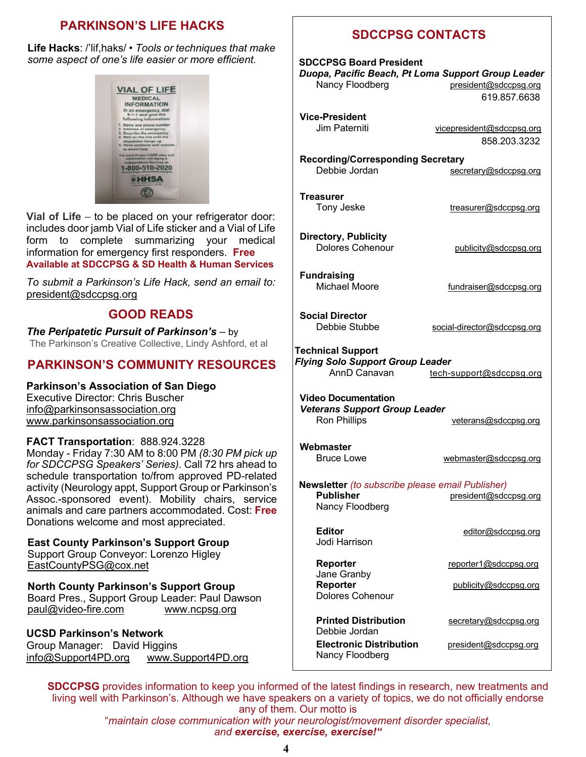## PARKINSON'S LIFE HACKS

**Life Hacks**: /ˈlif,haks/ • *Tools or techniques that make some aspect of one's life easier or more efficient.*

**Vial of Life** – to be placed on your refrigerator door: includes door jamb Vial of Life sticker and a Vial of Life form to complete summarizing your medical information for emergency first responders. **Free**
**Available at SDCCPSG & SD Health & Human Services**

*To submit a Parkinson's Life Hack, send an email to:* president@sdccpsg.org

## GOOD READS

***The Peripatetic Pursuit of Parkinson's*** – by
The Parkinson's Creative Collective, Lindy Ashford, et al

## PARKINSON'S COMMUNITY RESOURCES

**Parkinson's Association of San Diego**
Executive Director: Chris Buscher
info@parkinsonsassociation.org
www.parkinsonsassociation.org

**FACT Transportation**: 888.924.3228
Monday - Friday 7:30 AM to 8:00 PM *(8:30 PM pick up for SDCCPSG Speakers' Series)*. Call 72 hrs ahead to schedule transportation to/from approved PD-related activity (Neurology appt, Support Group or Parkinson's Assoc.-sponsored event). Mobility chairs, service animals and care partners accommodated. Cost: **Free**
Donations welcome and most appreciated.

**East County Parkinson's Support Group**
Support Group Conveyor: Lorenzo Higley
EastCountyPSG@cox.net

**North County Parkinson's Support Group**
Board Pres., Support Group Leader: Paul Dawson
paul@video-fire.com www.ncpsg.org

**UCSD Parkinson's Network**
Group Manager: David Higgins
info@Support4PD.org www.Support4PD.org

## SDCCPSG CONTACTS

**SDCCPSG Board President**
***Duopa, Pacific Beach, Pt Loma Support Group Leader***
Nancy Floodberg president@sdccpsg.org
619.857.6638

**Vice-President**
Jim Paterniti vicepresident@sdccpsg.org
858.203.3232

**Recording/Corresponding Secretary**
Debbie Jordan secretary@sdccpsg.org

**Treasurer**
Tony Jeske treasurer@sdccpsg.org

**Directory, Publicity**
Dolores Cohenour publicity@sdccpsg.org

**Fundraising**
Michael Moore fundraiser@sdccpsg.org

**Social Director**
Debbie Stubbe social-director@sdccpsg.org

**Technical Support**
***Flying Solo Support Group Leader***
AnnD Canavan tech-support@sdccpsg.org

**Video Documentation**
***Veterans Support Group Leader***
Ron Phillips veterans@sdccpsg.org

**Webmaster**
Bruce Lowe webmaster@sdccpsg.org

**Newsletter** *(to subscribe please email Publisher)*
**Publisher** president@sdccpsg.org
Nancy Floodberg

**Editor** editor@sdccpsg.org
Jodi Harrison

**Reporter** reporter1@sdccpsg.org
Jane Granby
**Reporter** publicity@sdccpsg.org
Dolores Cohenour

**Printed Distribution** secretary@sdccpsg.org
Debbie Jordan
**Electronic Distribution** president@sdccpsg.org
Nancy Floodberg

**SDCCPSG** provides information to keep you informed of the latest findings in research, new treatments and living well with Parkinson's. Although we have speakers on a variety of topics, we do not officially endorse any of them. Our motto is
"*maintain close communication with your neurologist/movement disorder specialist, and* ***exercise, exercise, exercise!***"